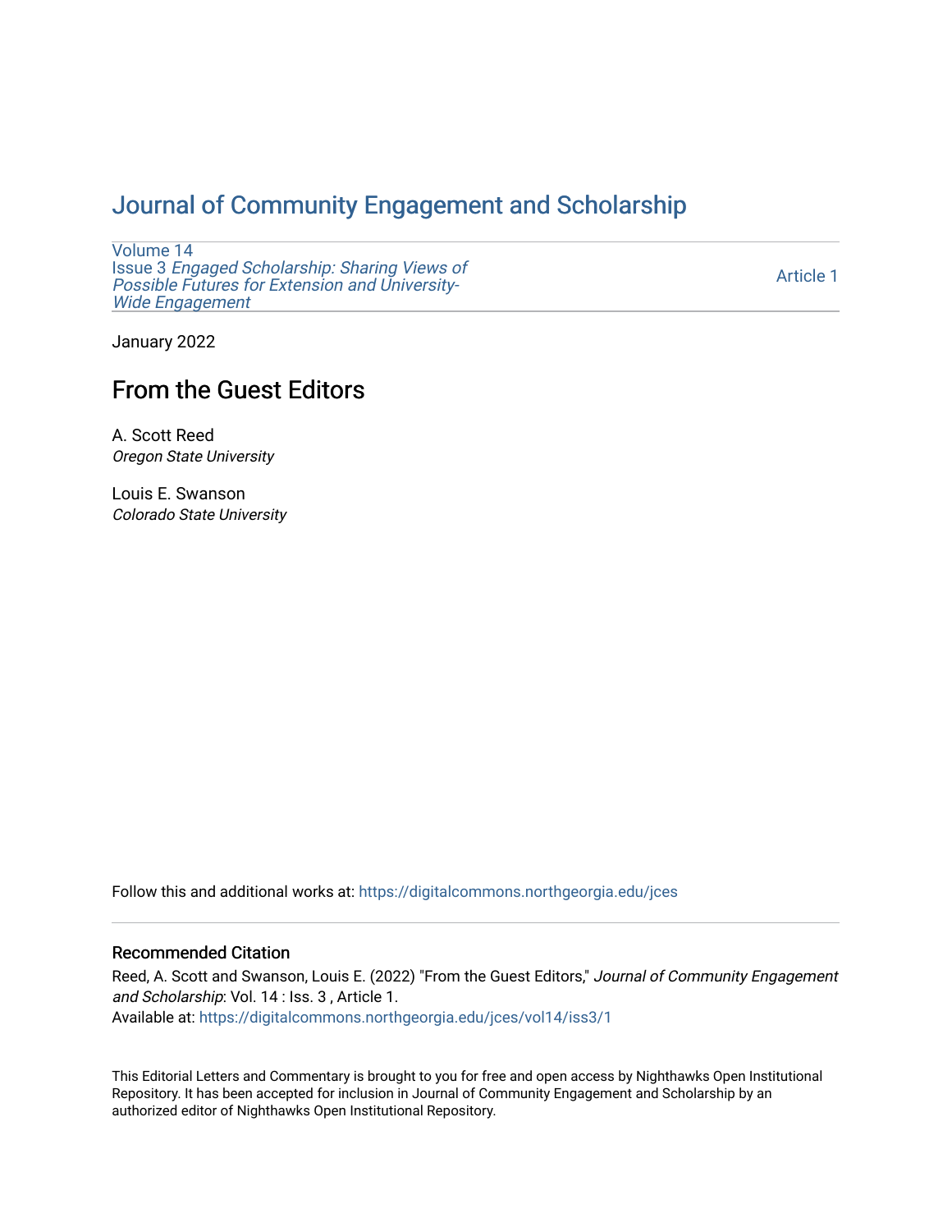# Journal of Community Engagement and Scholarship

Volume 14
Issue 3 *Engaged Scholarship: Sharing Views of Possible Futures for Extension and University-Wide Engagement*

Article 1

January 2022

## From the Guest Editors

A. Scott Reed
*Oregon State University*

Louis E. Swanson
*Colorado State University*

Follow this and additional works at: https://digitalcommons.northgeorgia.edu/jces

### Recommended Citation

Reed, A. Scott and Swanson, Louis E. (2022) "From the Guest Editors," *Journal of Community Engagement and Scholarship*: Vol. 14 : Iss. 3 , Article 1.
Available at: https://digitalcommons.northgeorgia.edu/jces/vol14/iss3/1

This Editorial Letters and Commentary is brought to you for free and open access by Nighthawks Open Institutional Repository. It has been accepted for inclusion in Journal of Community Engagement and Scholarship by an authorized editor of Nighthawks Open Institutional Repository.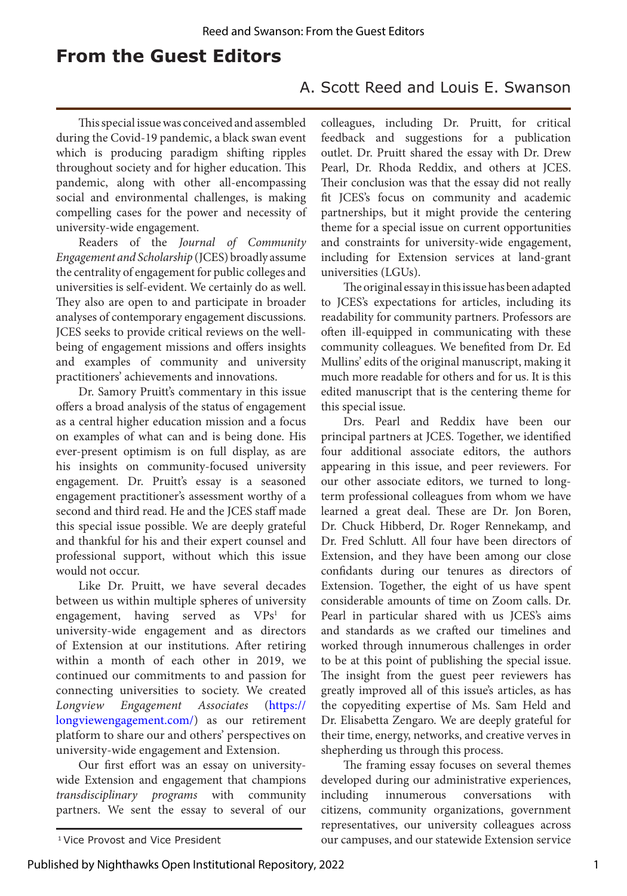# From the Guest Editors

A. Scott Reed and Louis E. Swanson

This special issue was conceived and assembled during the Covid-19 pandemic, a black swan event which is producing paradigm shifting ripples throughout society and for higher education. This pandemic, along with other all-encompassing social and environmental challenges, is making compelling cases for the power and necessity of university-wide engagement.

Readers of the *Journal of Community Engagement and Scholarship* (JCES) broadly assume the centrality of engagement for public colleges and universities is self-evident. We certainly do as well. They also are open to and participate in broader analyses of contemporary engagement discussions. JCES seeks to provide critical reviews on the well-being of engagement missions and offers insights and examples of community and university practitioners' achievements and innovations.

Dr. Samory Pruitt's commentary in this issue offers a broad analysis of the status of engagement as a central higher education mission and a focus on examples of what can and is being done. His ever-present optimism is on full display, as are his insights on community-focused university engagement. Dr. Pruitt's essay is a seasoned engagement practitioner's assessment worthy of a second and third read. He and the JCES staff made this special issue possible. We are deeply grateful and thankful for his and their expert counsel and professional support, without which this issue would not occur.

Like Dr. Pruitt, we have several decades between us within multiple spheres of university engagement, having served as VPs[1] for university-wide engagement and as directors of Extension at our institutions. After retiring within a month of each other in 2019, we continued our commitments to and passion for connecting universities to society. We created *Longview Engagement Associates* (https://longviewengagement.com/) as our retirement platform to share our and others' perspectives on university-wide engagement and Extension.

Our first effort was an essay on university-wide Extension and engagement that champions *transdisciplinary programs* with community partners. We sent the essay to several of our colleagues, including Dr. Pruitt, for critical feedback and suggestions for a publication outlet. Dr. Pruitt shared the essay with Dr. Drew Pearl, Dr. Rhoda Reddix, and others at JCES. Their conclusion was that the essay did not really fit JCES's focus on community and academic partnerships, but it might provide the centering theme for a special issue on current opportunities and constraints for university-wide engagement, including for Extension services at land-grant universities (LGUs).

The original essay in this issue has been adapted to JCES's expectations for articles, including its readability for community partners. Professors are often ill-equipped in communicating with these community colleagues. We benefited from Dr. Ed Mullins' edits of the original manuscript, making it much more readable for others and for us. It is this edited manuscript that is the centering theme for this special issue.

Drs. Pearl and Reddix have been our principal partners at JCES. Together, we identified four additional associate editors, the authors appearing in this issue, and peer reviewers. For our other associate editors, we turned to long-term professional colleagues from whom we have learned a great deal. These are Dr. Jon Boren, Dr. Chuck Hibberd, Dr. Roger Rennekamp, and Dr. Fred Schlutt. All four have been directors of Extension, and they have been among our close confidants during our tenures as directors of Extension. Together, the eight of us have spent considerable amounts of time on Zoom calls. Dr. Pearl in particular shared with us JCES's aims and standards as we crafted our timelines and worked through innumerous challenges in order to be at this point of publishing the special issue. The insight from the guest peer reviewers has greatly improved all of this issue's articles, as has the copyediting expertise of Ms. Sam Held and Dr. Elisabetta Zengaro. We are deeply grateful for their time, energy, networks, and creative verves in shepherding us through this process.

The framing essay focuses on several themes developed during our administrative experiences, including innumerous conversations with citizens, community organizations, government representatives, our university colleagues across our campuses, and our statewide Extension service

[1] Vice Provost and Vice President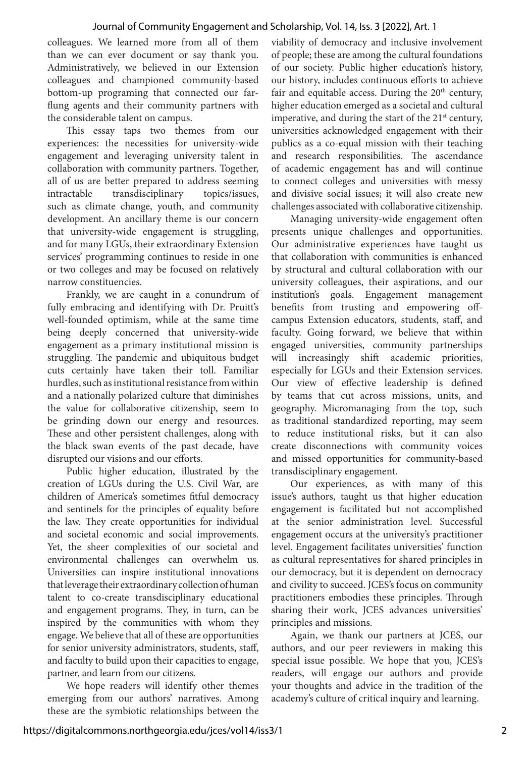colleagues. We learned more from all of them than we can ever document or say thank you. Administratively, we believed in our Extension colleagues and championed community-based bottom-up programing that connected our far-flung agents and their community partners with the considerable talent on campus.

This essay taps two themes from our experiences: the necessities for university-wide engagement and leveraging university talent in collaboration with community partners. Together, all of us are better prepared to address seeming intractable transdisciplinary topics/issues, such as climate change, youth, and community development. An ancillary theme is our concern that university-wide engagement is struggling, and for many LGUs, their extraordinary Extension services' programming continues to reside in one or two colleges and may be focused on relatively narrow constituencies.

Frankly, we are caught in a conundrum of fully embracing and identifying with Dr. Pruitt's well-founded optimism, while at the same time being deeply concerned that university-wide engagement as a primary institutional mission is struggling. The pandemic and ubiquitous budget cuts certainly have taken their toll. Familiar hurdles, such as institutional resistance from within and a nationally polarized culture that diminishes the value for collaborative citizenship, seem to be grinding down our energy and resources. These and other persistent challenges, along with the black swan events of the past decade, have disrupted our visions and our efforts.

Public higher education, illustrated by the creation of LGUs during the U.S. Civil War, are children of America's sometimes fitful democracy and sentinels for the principles of equality before the law. They create opportunities for individual and societal economic and social improvements. Yet, the sheer complexities of our societal and environmental challenges can overwhelm us. Universities can inspire institutional innovations that leverage their extraordinary collection of human talent to co-create transdisciplinary educational and engagement programs. They, in turn, can be inspired by the communities with whom they engage. We believe that all of these are opportunities for senior university administrators, students, staff, and faculty to build upon their capacities to engage, partner, and learn from our citizens.

We hope readers will identify other themes emerging from our authors' narratives. Among these are the symbiotic relationships between the viability of democracy and inclusive involvement of people; these are among the cultural foundations of our society. Public higher education's history, our history, includes continuous efforts to achieve fair and equitable access. During the 20th century, higher education emerged as a societal and cultural imperative, and during the start of the 21st century, universities acknowledged engagement with their publics as a co-equal mission with their teaching and research responsibilities. The ascendance of academic engagement has and will continue to connect colleges and universities with messy and divisive social issues; it will also create new challenges associated with collaborative citizenship.

Managing university-wide engagement often presents unique challenges and opportunities. Our administrative experiences have taught us that collaboration with communities is enhanced by structural and cultural collaboration with our university colleagues, their aspirations, and our institution's goals. Engagement management benefits from trusting and empowering off-campus Extension educators, students, staff, and faculty. Going forward, we believe that within engaged universities, community partnerships will increasingly shift academic priorities, especially for LGUs and their Extension services. Our view of effective leadership is defined by teams that cut across missions, units, and geography. Micromanaging from the top, such as traditional standardized reporting, may seem to reduce institutional risks, but it can also create disconnections with community voices and missed opportunities for community-based transdisciplinary engagement.

Our experiences, as with many of this issue's authors, taught us that higher education engagement is facilitated but not accomplished at the senior administration level. Successful engagement occurs at the university's practitioner level. Engagement facilitates universities' function as cultural representatives for shared principles in our democracy, but it is dependent on democracy and civility to succeed. JCES's focus on community practitioners embodies these principles. Through sharing their work, JCES advances universities' principles and missions.

Again, we thank our partners at JCES, our authors, and our peer reviewers in making this special issue possible. We hope that you, JCES's readers, will engage our authors and provide your thoughts and advice in the tradition of the academy's culture of critical inquiry and learning.